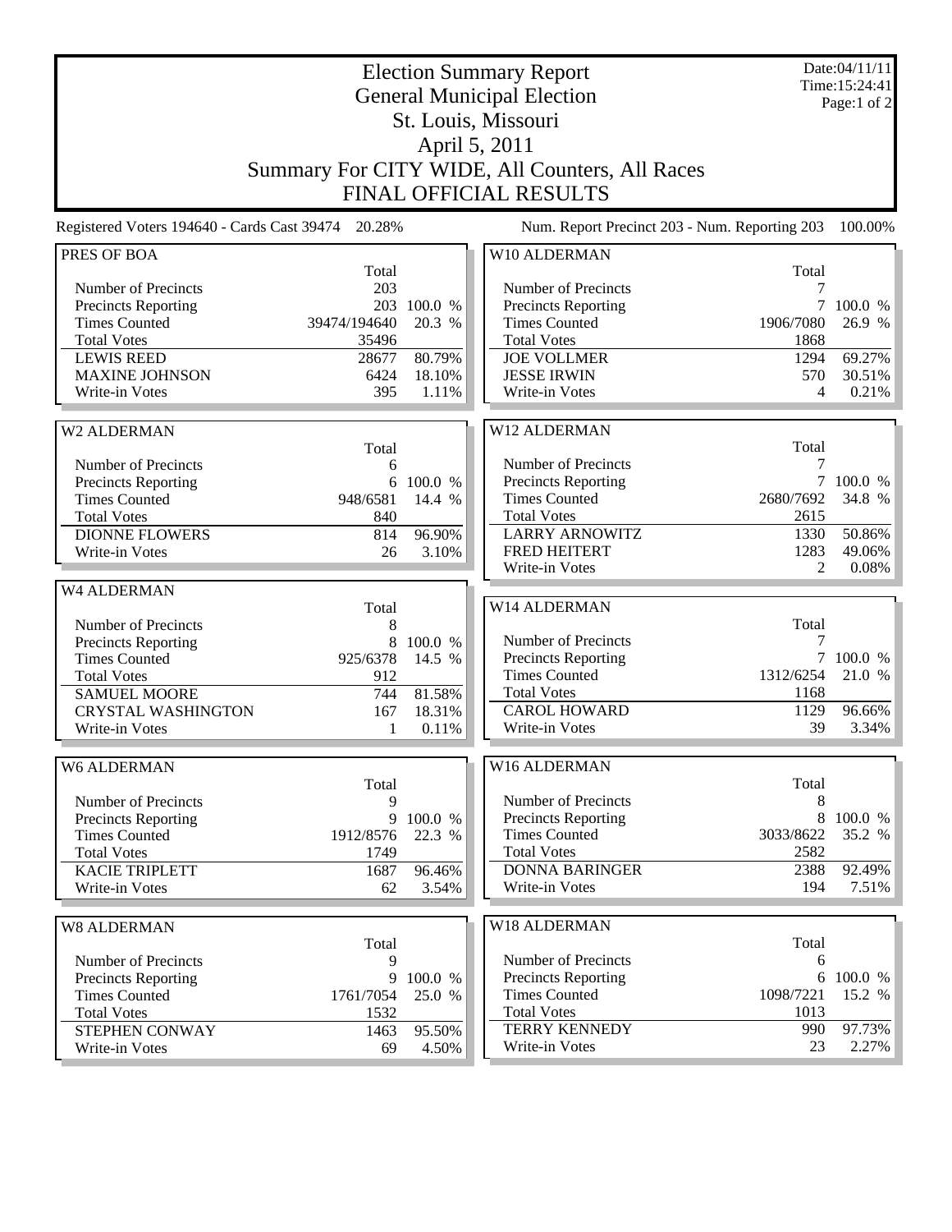# Election Summary Report

## General Municipal Election

## St. Louis, Missouri

## April 5, 2011

## Summary For CITY WIDE, All Counters, All Races

## FINAL OFFICIAL RESULTS

Date:04/11/11
Time:15:24:41

Registered Voters 194640 - Cards Cast 39474 20.28%

Num. Report Precinct 203 - Num. Reporting 203 100.00%

### PRES OF BOA

| | Total | |
|---|---|---|
| Number of Precincts | 203 | |
| Precincts Reporting | 203 | 100.0 % |
| Times Counted | 39474/194640 | 20.3 % |
| Total Votes | 35496 | |
| LEWIS REED | 28677 | 80.79% |
| MAXINE JOHNSON | 6424 | 18.10% |
| Write-in Votes | 395 | 1.11% |

### W2 ALDERMAN

| | Total | |
|---|---|---|
| Number of Precincts | 6 | |
| Precincts Reporting | 6 | 100.0 % |
| Times Counted | 948/6581 | 14.4 % |
| Total Votes | 840 | |
| DIONNE FLOWERS | 814 | 96.90% |
| Write-in Votes | 26 | 3.10% |

### W4 ALDERMAN

| | Total | |
|---|---|---|
| Number of Precincts | 8 | |
| Precincts Reporting | 8 | 100.0 % |
| Times Counted | 925/6378 | 14.5 % |
| Total Votes | 912 | |
| SAMUEL MOORE | 744 | 81.58% |
| CRYSTAL WASHINGTON | 167 | 18.31% |
| Write-in Votes | 1 | 0.11% |

### W6 ALDERMAN

| | Total | |
|---|---|---|
| Number of Precincts | 9 | |
| Precincts Reporting | 9 | 100.0 % |
| Times Counted | 1912/8576 | 22.3 % |
| Total Votes | 1749 | |
| KACIE TRIPLETT | 1687 | 96.46% |
| Write-in Votes | 62 | 3.54% |

### W8 ALDERMAN

| | Total | |
|---|---|---|
| Number of Precincts | 9 | |
| Precincts Reporting | 9 | 100.0 % |
| Times Counted | 1761/7054 | 25.0 % |
| Total Votes | 1532 | |
| STEPHEN CONWAY | 1463 | 95.50% |
| Write-in Votes | 69 | 4.50% |

### W10 ALDERMAN

| | Total | |
|---|---|---|
| Number of Precincts | 7 | |
| Precincts Reporting | 7 | 100.0 % |
| Times Counted | 1906/7080 | 26.9 % |
| Total Votes | 1868 | |
| JOE VOLLMER | 1294 | 69.27% |
| JESSE IRWIN | 570 | 30.51% |
| Write-in Votes | 4 | 0.21% |

### W12 ALDERMAN

| | Total | |
|---|---|---|
| Number of Precincts | 7 | |
| Precincts Reporting | 7 | 100.0 % |
| Times Counted | 2680/7692 | 34.8 % |
| Total Votes | 2615 | |
| LARRY ARNOWITZ | 1330 | 50.86% |
| FRED HEITERT | 1283 | 49.06% |
| Write-in Votes | 2 | 0.08% |

### W14 ALDERMAN

| | Total | |
|---|---|---|
| Number of Precincts | 7 | |
| Precincts Reporting | 7 | 100.0 % |
| Times Counted | 1312/6254 | 21.0 % |
| Total Votes | 1168 | |
| CAROL HOWARD | 1129 | 96.66% |
| Write-in Votes | 39 | 3.34% |

### W16 ALDERMAN

| | Total | |
|---|---|---|
| Number of Precincts | 8 | |
| Precincts Reporting | 8 | 100.0 % |
| Times Counted | 3033/8622 | 35.2 % |
| Total Votes | 2582 | |
| DONNA BARINGER | 2388 | 92.49% |
| Write-in Votes | 194 | 7.51% |

### W18 ALDERMAN

| | Total | |
|---|---|---|
| Number of Precincts | 6 | |
| Precincts Reporting | 6 | 100.0 % |
| Times Counted | 1098/7221 | 15.2 % |
| Total Votes | 1013 | |
| TERRY KENNEDY | 990 | 97.73% |
| Write-in Votes | 23 | 2.27% |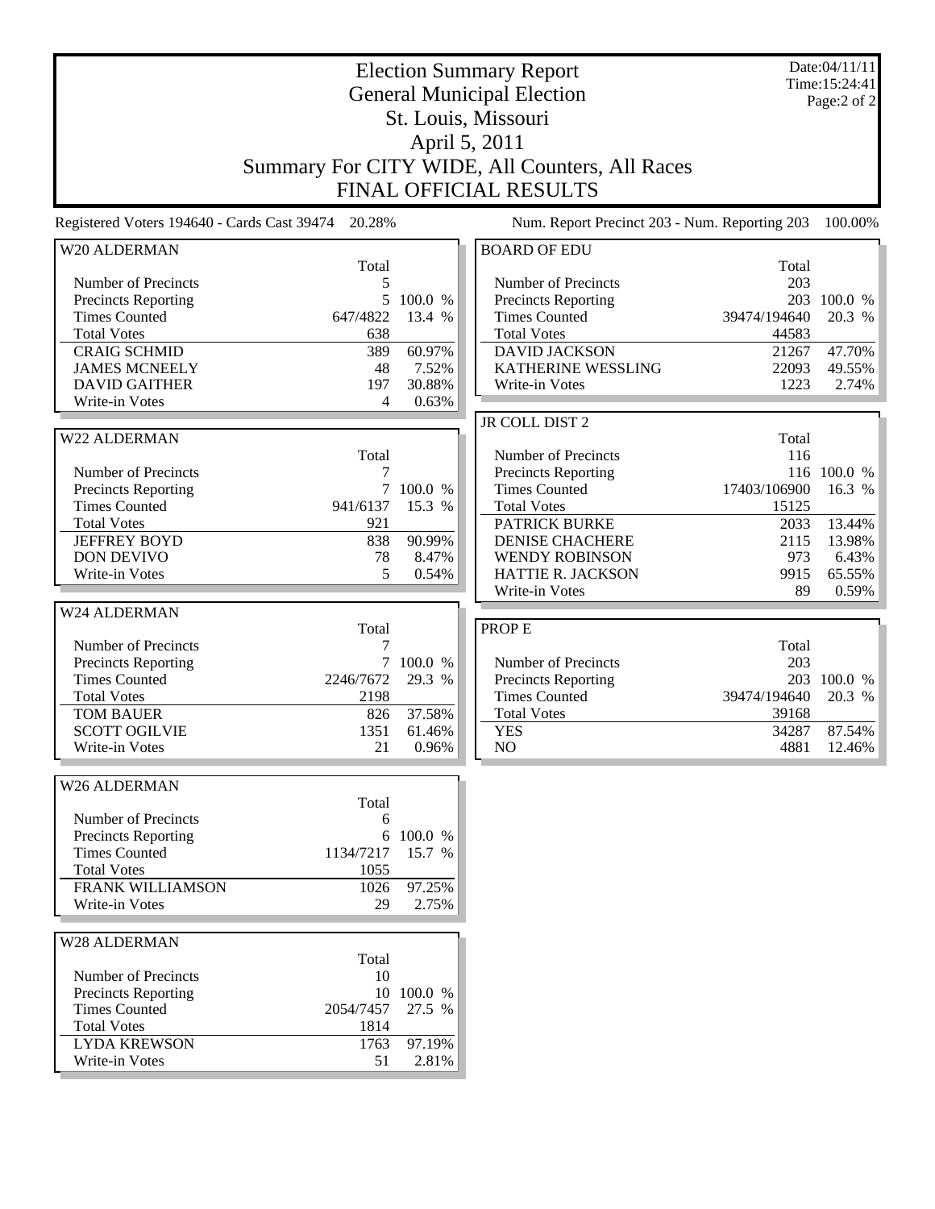# Election Summary Report
## General Municipal Election
## St. Louis, Missouri
## April 5, 2011
## Summary For CITY WIDE, All Counters, All Races
## FINAL OFFICIAL RESULTS

Date:04/11/11
Time:15:24:41

Registered Voters 194640 - Cards Cast 39474 20.28%

Num. Report Precinct 203 - Num. Reporting 203 100.00%

### W20 ALDERMAN

| | Total | |
|---|---|---|
| Number of Precincts | 5 | |
| Precincts Reporting | 5 | 100.0 % |
| Times Counted | 647/4822 | 13.4 % |
| Total Votes | 638 | |
| CRAIG SCHMID | 389 | 60.97% |
| JAMES MCNEELY | 48 | 7.52% |
| DAVID GAITHER | 197 | 30.88% |
| Write-in Votes | 4 | 0.63% |

### W22 ALDERMAN

| | Total | |
|---|---|---|
| Number of Precincts | 7 | |
| Precincts Reporting | 7 | 100.0 % |
| Times Counted | 941/6137 | 15.3 % |
| Total Votes | 921 | |
| JEFFREY BOYD | 838 | 90.99% |
| DON DEVIVO | 78 | 8.47% |
| Write-in Votes | 5 | 0.54% |

### W24 ALDERMAN

| | Total | |
|---|---|---|
| Number of Precincts | 7 | |
| Precincts Reporting | 7 | 100.0 % |
| Times Counted | 2246/7672 | 29.3 % |
| Total Votes | 2198 | |
| TOM BAUER | 826 | 37.58% |
| SCOTT OGILVIE | 1351 | 61.46% |
| Write-in Votes | 21 | 0.96% |

### W26 ALDERMAN

| | Total | |
|---|---|---|
| Number of Precincts | 6 | |
| Precincts Reporting | 6 | 100.0 % |
| Times Counted | 1134/7217 | 15.7 % |
| Total Votes | 1055 | |
| FRANK WILLIAMSON | 1026 | 97.25% |
| Write-in Votes | 29 | 2.75% |

### W28 ALDERMAN

| | Total | |
|---|---|---|
| Number of Precincts | 10 | |
| Precincts Reporting | 10 | 100.0 % |
| Times Counted | 2054/7457 | 27.5 % |
| Total Votes | 1814 | |
| LYDA KREWSON | 1763 | 97.19% |
| Write-in Votes | 51 | 2.81% |

### BOARD OF EDU

| | Total | |
|---|---|---|
| Number of Precincts | 203 | |
| Precincts Reporting | 203 | 100.0 % |
| Times Counted | 39474/194640 | 20.3 % |
| Total Votes | 44583 | |
| DAVID JACKSON | 21267 | 47.70% |
| KATHERINE WESSLING | 22093 | 49.55% |
| Write-in Votes | 1223 | 2.74% |

### JR COLL DIST 2

| | Total | |
|---|---|---|
| Number of Precincts | 116 | |
| Precincts Reporting | 116 | 100.0 % |
| Times Counted | 17403/106900 | 16.3 % |
| Total Votes | 15125 | |
| PATRICK BURKE | 2033 | 13.44% |
| DENISE CHACHERE | 2115 | 13.98% |
| WENDY ROBINSON | 973 | 6.43% |
| HATTIE R. JACKSON | 9915 | 65.55% |
| Write-in Votes | 89 | 0.59% |

### PROP E

| | Total | |
|---|---|---|
| Number of Precincts | 203 | |
| Precincts Reporting | 203 | 100.0 % |
| Times Counted | 39474/194640 | 20.3 % |
| Total Votes | 39168 | |
| YES | 34287 | 87.54% |
| NO | 4881 | 12.46% |